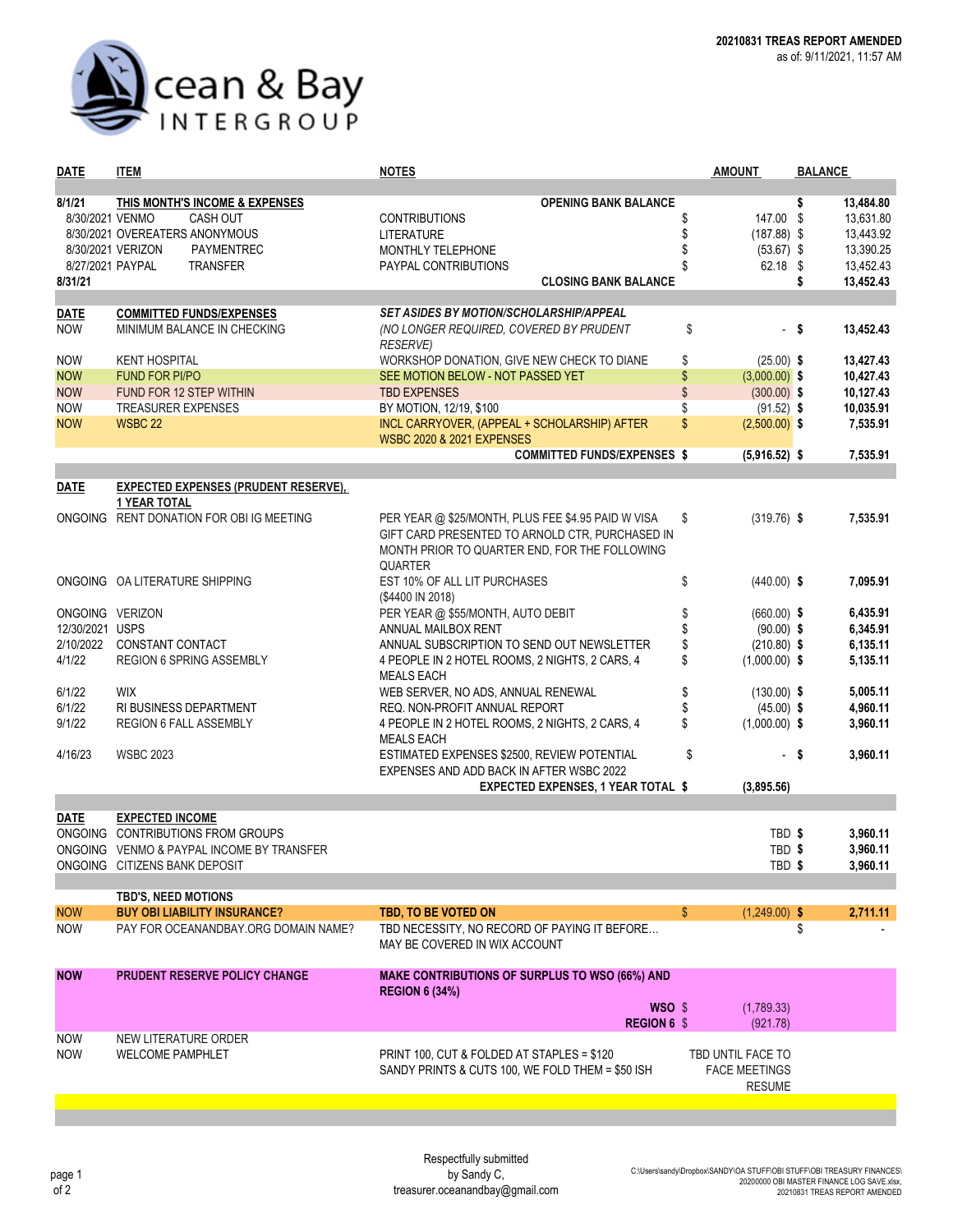Ocean & Bay INTERGROUP

**20210831 TREAS REPORT AMENDED**
as of: 9/11/2021, 11:57 AM

| DATE | ITEM | NOTES | AMOUNT | BALANCE |
|---|---|---|---|---|
| **8/1/21** | **THIS MONTH'S INCOME & EXPENSES** | **OPENING BANK BALANCE** | | **$ 13,484.80** |
| 8/30/2021 | VENMO CASH OUT | CONTRIBUTIONS | $ 147.00 | $ 13,631.80 |
| 8/30/2021 | OVEREATERS ANONYMOUS | LITERATURE | $ (187.88) | $ 13,443.92 |
| 8/30/2021 | VERIZON PAYMENTREC | MONTHLY TELEPHONE | $ (53.67) | $ 13,390.25 |
| 8/27/2021 | PAYPAL TRANSFER | PAYPAL CONTRIBUTIONS | $ 62.18 | $ 13,452.43 |
| **8/31/21** | | **CLOSING BANK BALANCE** | | **$ 13,452.43** |
| **DATE** | **COMMITTED FUNDS/EXPENSES** | ***SET ASIDES BY MOTION/SCHOLARSHIP/APPEAL*** | | |
| NOW | MINIMUM BALANCE IN CHECKING | *(NO LONGER REQUIRED, COVERED BY PRUDENT RESERVE)* | $ - | **$ 13,452.43** |
| NOW | KENT HOSPITAL | WORKSHOP DONATION, GIVE NEW CHECK TO DIANE | $ (25.00) | **$ 13,427.43** |
| NOW | FUND FOR PI/PO | SEE MOTION BELOW - NOT PASSED YET | $ (3,000.00) | **$ 10,427.43** |
| NOW | FUND FOR 12 STEP WITHIN | TBD EXPENSES | $ (300.00) | **$ 10,127.43** |
| NOW | TREASURER EXPENSES | BY MOTION, 12/19, $100 | $ (91.52) | **$ 10,035.91** |
| NOW | WSBC 22 | INCL CARRYOVER, (APPEAL + SCHOLARSHIP) AFTER WSBC 2020 & 2021 EXPENSES | $ (2,500.00) | **$ 7,535.91** |
| | | **COMMITTED FUNDS/EXPENSES $** | **(5,916.52)** | **$ 7,535.91** |
| **DATE** | **EXPECTED EXPENSES (PRUDENT RESERVE), 1 YEAR TOTAL** | | | |
| ONGOING | RENT DONATION FOR OBI IG MEETING | PER YEAR @ $25/MONTH, PLUS FEE $4.95 PAID W VISA GIFT CARD PRESENTED TO ARNOLD CTR, PURCHASED IN MONTH PRIOR TO QUARTER END, FOR THE FOLLOWING QUARTER | $ (319.76) | **$ 7,535.91** |
| ONGOING | OA LITERATURE SHIPPING | EST 10% OF ALL LIT PURCHASES ($4400 IN 2018) | $ (440.00) | **$ 7,095.91** |
| ONGOING | VERIZON | PER YEAR @ $55/MONTH, AUTO DEBIT | $ (660.00) | **$ 6,435.91** |
| 12/30/2021 | USPS | ANNUAL MAILBOX RENT | $ (90.00) | **$ 6,345.91** |
| 2/10/2022 | CONSTANT CONTACT | ANNUAL SUBSCRIPTION TO SEND OUT NEWSLETTER | $ (210.80) | **$ 6,135.11** |
| 4/1/22 | REGION 6 SPRING ASSEMBLY | 4 PEOPLE IN 2 HOTEL ROOMS, 2 NIGHTS, 2 CARS, 4 MEALS EACH | $ (1,000.00) | **$ 5,135.11** |
| 6/1/22 | WIX | WEB SERVER, NO ADS, ANNUAL RENEWAL | $ (130.00) | **$ 5,005.11** |
| 6/1/22 | RI BUSINESS DEPARTMENT | REQ. NON-PROFIT ANNUAL REPORT | $ (45.00) | **$ 4,960.11** |
| 9/1/22 | REGION 6 FALL ASSEMBLY | 4 PEOPLE IN 2 HOTEL ROOMS, 2 NIGHTS, 2 CARS, 4 MEALS EACH | $ (1,000.00) | **$ 3,960.11** |
| 4/16/23 | WSBC 2023 | ESTIMATED EXPENSES $2500, REVIEW POTENTIAL EXPENSES AND ADD BACK IN AFTER WSBC 2022 | $ - | **$ 3,960.11** |
| | | **EXPECTED EXPENSES, 1 YEAR TOTAL $** | **(3,895.56)** | |
| **DATE** | **EXPECTED INCOME** | | | |
| ONGOING | CONTRIBUTIONS FROM GROUPS | | TBD | **$ 3,960.11** |
| ONGOING | VENMO & PAYPAL INCOME BY TRANSFER | | TBD | **$ 3,960.11** |
| ONGOING | CITIZENS BANK DEPOSIT | | TBD | **$ 3,960.11** |
| | **TBD'S, NEED MOTIONS** | | | |
| NOW | **BUY OBI LIABILITY INSURANCE?** | **TBD, TO BE VOTED ON** | $ (1,249.00) | **$ 2,711.11** |
| NOW | PAY FOR OCEANANDBAY.ORG DOMAIN NAME? | TBD NECESSITY, NO RECORD OF PAYING IT BEFORE… MAY BE COVERED IN WIX ACCOUNT | | $ - |
| **NOW** | **PRUDENT RESERVE POLICY CHANGE** | **MAKE CONTRIBUTIONS OF SURPLUS TO WSO (66%) AND REGION 6 (34%)** | | |
| | | **WSO $** | (1,789.33) | |
| | | **REGION 6 $** | (921.78) | |
| NOW | NEW LITERATURE ORDER | | | |
| NOW | WELCOME PAMPHLET | PRINT 100, CUT & FOLDED AT STAPLES = $120<br>SANDY PRINTS & CUTS 100, WE FOLD THEM = $50 ISH | TBD UNTIL FACE TO FACE MEETINGS RESUME | |

Respectfully submitted
by Sandy C,
treasurer.oceanandbay@gmail.com

C:\Users\sandy\Dropbox\SANDY\OA STUFF\OBI STUFF\OBI TREASURY FINANCES\20200000 OBI MASTER FINANCE LOG SAVE.xlsx, 20210831 TREAS REPORT AMENDED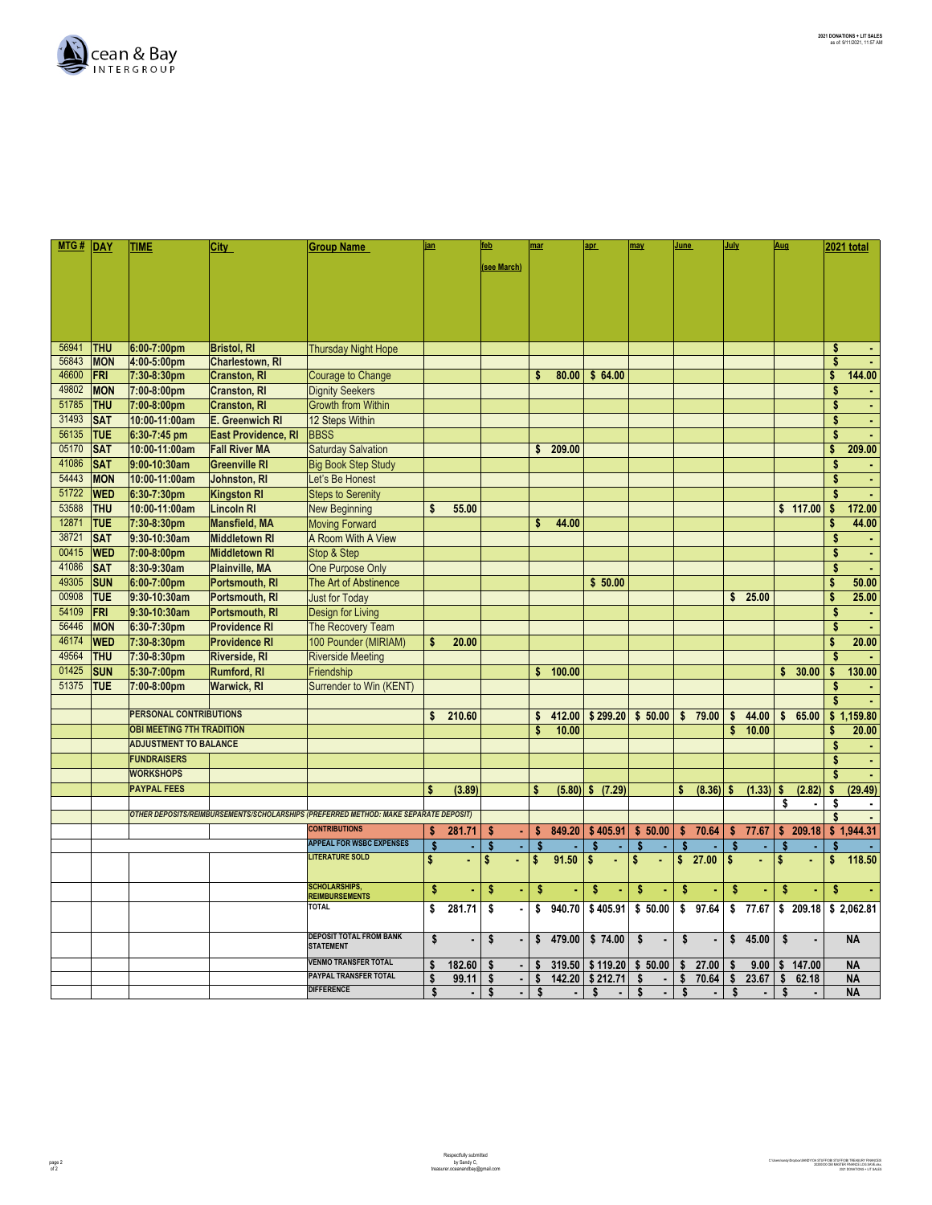| MTG # | DAY | TIME | City | Group Name | jan | feb (see March) | mar | apr | may | June | July | Aug | 2021 total |
|---|---|---|---|---|---|---|---|---|---|---|---|---|---|
| 56941 | THU | 6:00-7:00pm | Bristol, RI | Thursday Night Hope | | | | | | | | | $ - |
| 56843 | MON | 4:00-5:00pm | Charlestown, RI | | | | | | | | | | $ - |
| 46600 | FRI | 7:30-8:30pm | Cranston, RI | Courage to Change | | | $ 80.00 | $ 64.00 | | | | | $ 144.00 |
| 49802 | MON | 7:00-8:00pm | Cranston, RI | Dignity Seekers | | | | | | | | | $ - |
| 51785 | THU | 7:00-8:00pm | Cranston, RI | Growth from Within | | | | | | | | | $ - |
| 31493 | SAT | 10:00-11:00am | E. Greenwich RI | 12 Steps Within | | | | | | | | | $ - |
| 56135 | TUE | 6:30-7:45 pm | East Providence, RI | BBSS | | | | | | | | | $ - |
| 05170 | SAT | 10:00-11:00am | Fall River MA | Saturday Salvation | | | $ 209.00 | | | | | | $ 209.00 |
| 41086 | SAT | 9:00-10:30am | Greenville RI | Big Book Step Study | | | | | | | | | $ - |
| 54443 | MON | 10:00-11:00am | Johnston, RI | Let's Be Honest | | | | | | | | | $ - |
| 51722 | WED | 6:30-7:30pm | Kingston RI | Steps to Serenity | | | | | | | | | $ - |
| 53588 | THU | 10:00-11:00am | Lincoln RI | New Beginning | $ 55.00 | | | | | | | $ 117.00 | $ 172.00 |
| 12871 | TUE | 7:30-8:30pm | Mansfield, MA | Moving Forward | | | $ 44.00 | | | | | | $ 44.00 |
| 38721 | SAT | 9:30-10:30am | Middletown RI | A Room With A View | | | | | | | | | $ - |
| 00415 | WED | 7:00-8:00pm | Middletown RI | Stop & Step | | | | | | | | | $ - |
| 41086 | SAT | 8:30-9:30am | Plainville, MA | One Purpose Only | | | | | | | | | $ - |
| 49305 | SUN | 6:00-7:00pm | Portsmouth, RI | The Art of Abstinence | | | | $ 50.00 | | | | | $ 50.00 |
| 00908 | TUE | 9:30-10:30am | Portsmouth, RI | Just for Today | | | | | | | $ 25.00 | | $ 25.00 |
| 54109 | FRI | 9:30-10:30am | Portsmouth, RI | Design for Living | | | | | | | | | $ - |
| 56446 | MON | 6:30-7:30pm | Providence RI | The Recovery Team | | | | | | | | | $ - |
| 46174 | WED | 7:30-8:30pm | Providence RI | 100 Pounder (MIRIAM) | $ 20.00 | | | | | | | | $ 20.00 |
| 49564 | THU | 7:30-8:30pm | Riverside, RI | Riverside Meeting | | | | | | | | | $ - |
| 01425 | SUN | 5:30-7:00pm | Rumford, RI | Friendship | | | $ 100.00 | | | | | $ 30.00 | $ 130.00 |
| 51375 | TUE | 7:00-8:00pm | Warwick, RI | Surrender to Win (KENT) | | | | | | | | | $ - |
| | | | | | | | | | | | | | $ - |
| | | PERSONAL CONTRIBUTIONS | | | $ 210.60 | | $ 412.00 | $ 299.20 | $ 50.00 | $ 79.00 | $ 44.00 | $ 65.00 | $ 1,159.80 |
| | | OBI MEETING 7TH TRADITION | | | | | $ 10.00 | | | | $ 10.00 | | $ 20.00 |
| | | ADJUSTMENT TO BALANCE | | | | | | | | | | | $ - |
| | | FUNDRAISERS | | | | | | | | | | | $ - |
| | | WORKSHOPS | | | | | | | | | | | $ - |
| | | PAYPAL FEES | | | $ (3.89) | | $ (5.80) | $ (7.29) | | $ (8.36) | $ (1.33) | $ (2.82) | $ (29.49) |
| | | | | | | | | | | | | $ - | $ - |
| | | OTHER DEPOSITS/REIMBURSEMENTS/SCHOLARSHIPS (PREFERRED METHOD: MAKE SEPARATE DEPOSIT) | | | | | | | | | | | $ - |
| | | | | CONTRIBUTIONS | $ 281.71 | $ - | $ 849.20 | $ 405.91 | $ 50.00 | $ 70.64 | $ 77.67 | $ 209.18 | $ 1,944.31 |
| | | | | APPEAL FOR WSBC EXPENSES | $ - | $ - | $ - | $ - | $ - | $ - | $ - | $ - | $ - |
| | | | | LITERATURE SOLD | $ - | $ - | $ 91.50 | $ - | $ - | $ 27.00 | $ - | $ - | $ 118.50 |
| | | | | SCHOLARSHIPS, REIMBURSEMENTS | $ - | $ - | $ - | $ - | $ - | $ - | $ - | $ - | $ - |
| | | | | TOTAL | $ 281.71 | $ - | $ 940.70 | $ 405.91 | $ 50.00 | $ 97.64 | $ 77.67 | $ 209.18 | $ 2,062.81 |
| | | | | DEPOSIT TOTAL FROM BANK STATEMENT | $ - | $ - | $ 479.00 | $ 74.00 | $ - | $ - | $ 45.00 | $ - | NA |
| | | | | VENMO TRANSFER TOTAL | $ 182.60 | $ - | $ 319.50 | $ 119.20 | $ 50.00 | $ 27.00 | $ 9.00 | $ 147.00 | NA |
| | | | | PAYPAL TRANSFER TOTAL | $ 99.11 | $ - | $ 142.20 | $ 212.71 | $ - | $ 70.64 | $ 23.67 | $ 62.18 | NA |
| | | | | DIFFERENCE | $ - | $ - | $ - | $ - | $ - | $ - | $ - | $ - | NA |

Respectfully submitted
by Sandy C.
treasurer.oceanandbay@gmail.com